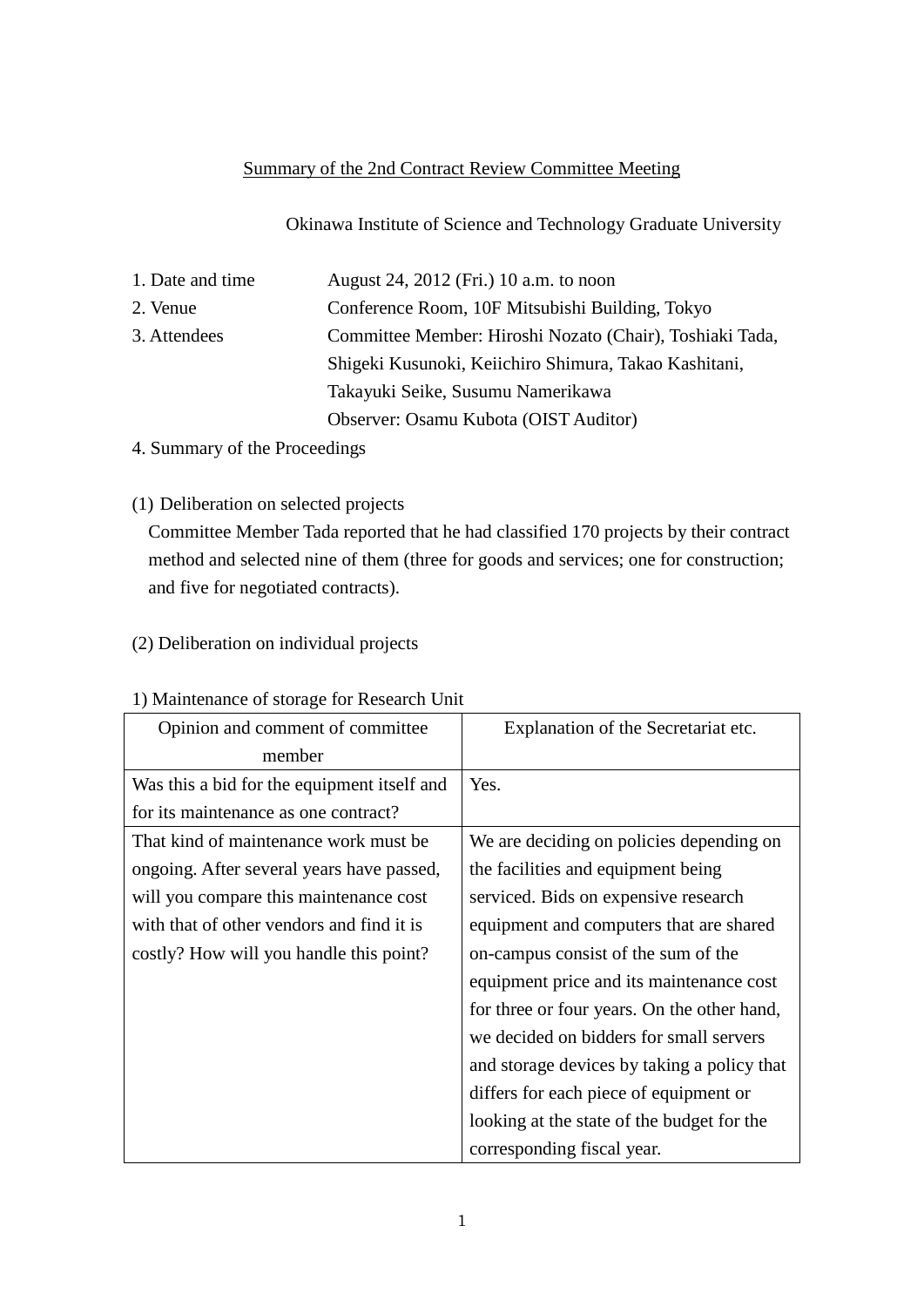# Summary of the 2nd Contract Review Committee Meeting

Okinawa Institute of Science and Technology Graduate University

1. Date and time: August 24, 2012 (Fri.) 10 a.m. to noon
2. Venue: Conference Room, 10F Mitsubishi Building, Tokyo
3. Attendees: Committee Member: Hiroshi Nozato (Chair), Toshiaki Tada, Shigeki Kusunoki, Keiichiro Shimura, Takao Kashitani, Takayuki Seike, Susumu Namerikawa
   Observer: Osamu Kubota (OIST Auditor)
4. Summary of the Proceedings

(1) Deliberation on selected projects

Committee Member Tada reported that he had classified 170 projects by their contract method and selected nine of them (three for goods and services; one for construction; and five for negotiated contracts).

(2) Deliberation on individual projects

1) Maintenance of storage for Research Unit

| Opinion and comment of committee member | Explanation of the Secretariat etc. |
|---|---|
| Was this a bid for the equipment itself and for its maintenance as one contract? | Yes. |
| That kind of maintenance work must be ongoing. After several years have passed, will you compare this maintenance cost with that of other vendors and find it is costly? How will you handle this point? | We are deciding on policies depending on the facilities and equipment being serviced. Bids on expensive research equipment and computers that are shared on-campus consist of the sum of the equipment price and its maintenance cost for three or four years. On the other hand, we decided on bidders for small servers and storage devices by taking a policy that differs for each piece of equipment or looking at the state of the budget for the corresponding fiscal year. |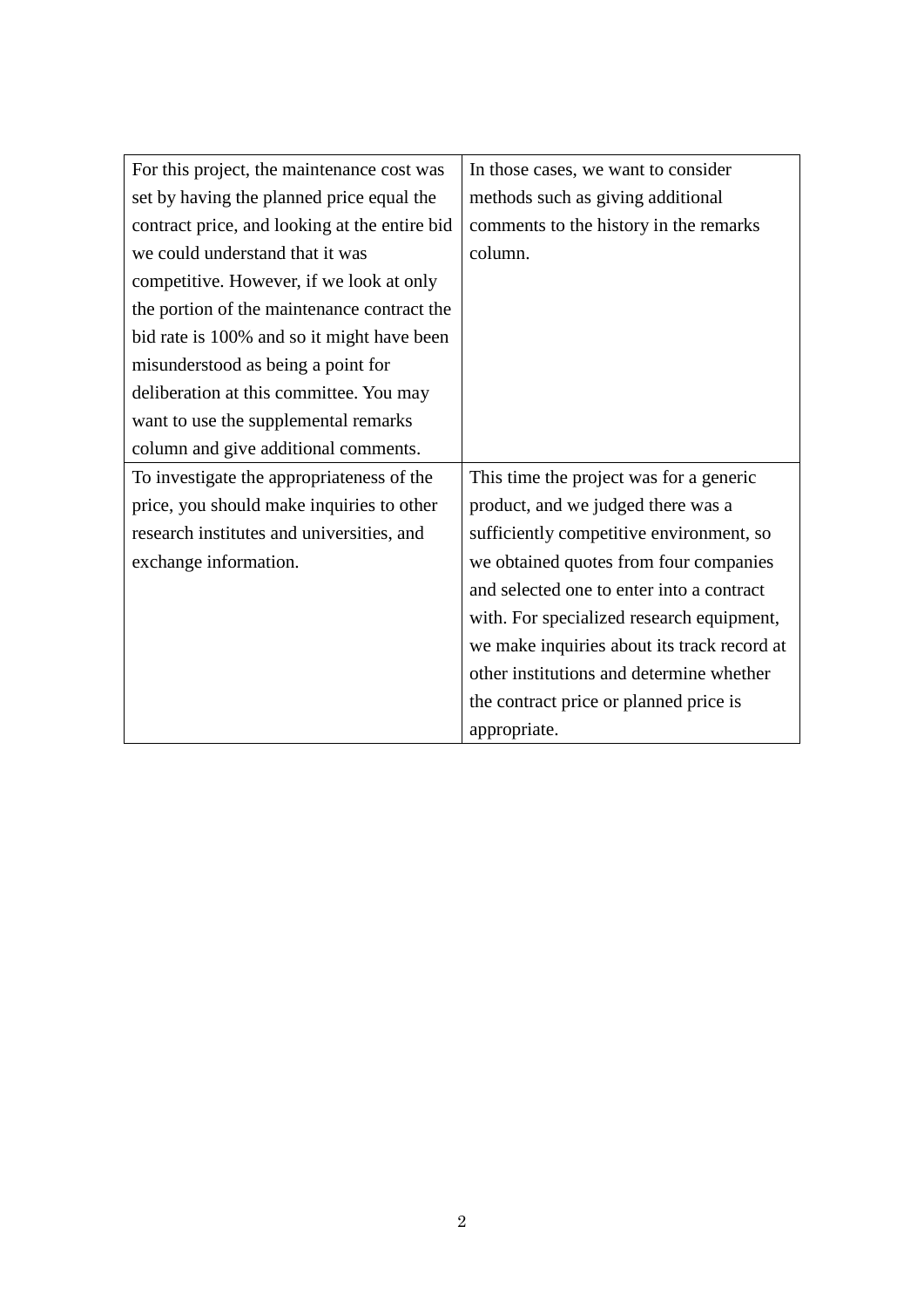| | |
|---|---|
| For this project, the maintenance cost was set by having the planned price equal the contract price, and looking at the entire bid we could understand that it was competitive. However, if we look at only the portion of the maintenance contract the bid rate is 100% and so it might have been misunderstood as being a point for deliberation at this committee. You may want to use the supplemental remarks column and give additional comments. | In those cases, we want to consider methods such as giving additional comments to the history in the remarks column. |
| To investigate the appropriateness of the price, you should make inquiries to other research institutes and universities, and exchange information. | This time the project was for a generic product, and we judged there was a sufficiently competitive environment, so we obtained quotes from four companies and selected one to enter into a contract with. For specialized research equipment, we make inquiries about its track record at other institutions and determine whether the contract price or planned price is appropriate. |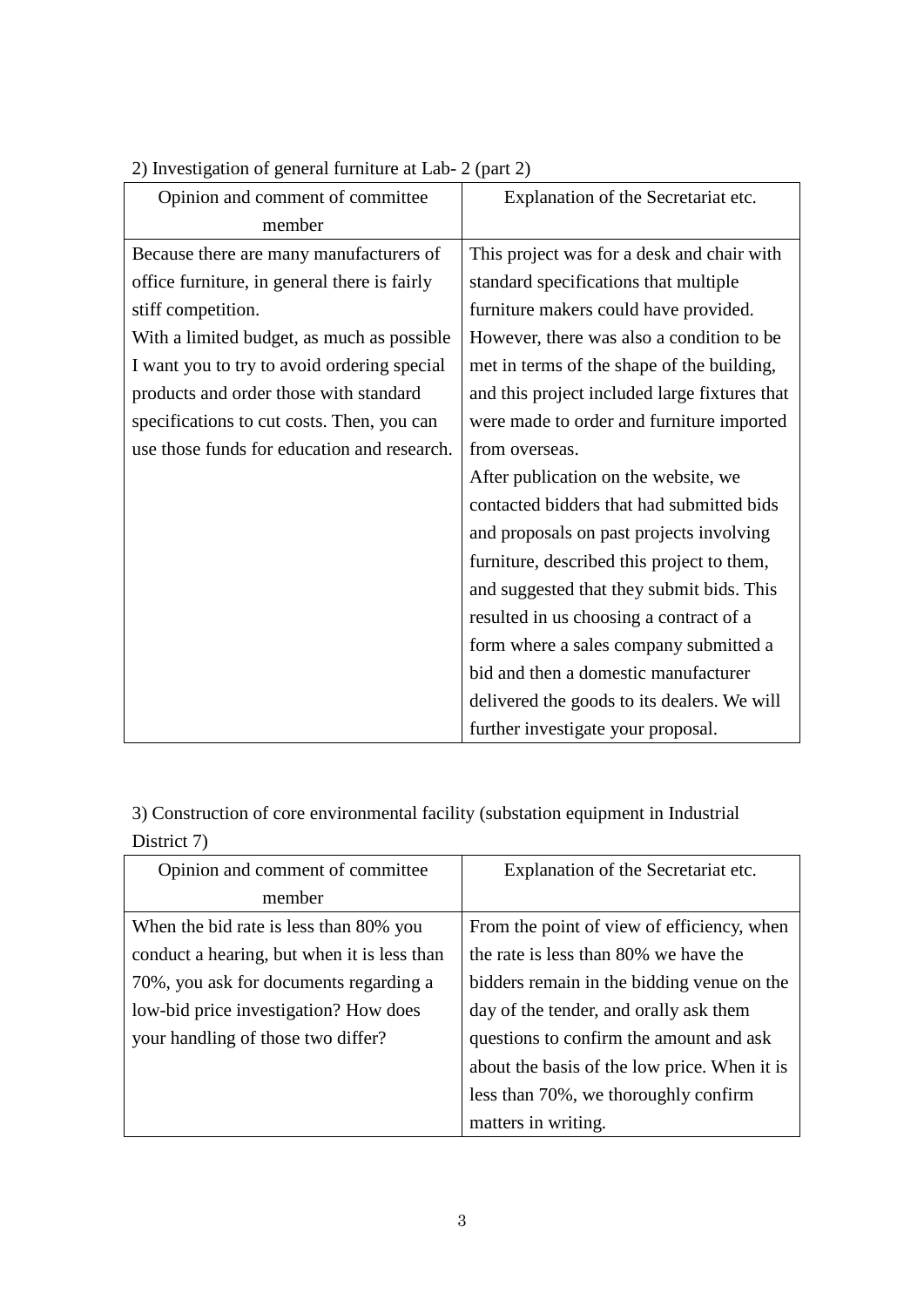2) Investigation of general furniture at Lab- 2 (part 2)

| Opinion and comment of committee member | Explanation of the Secretariat etc. |
| --- | --- |
| Because there are many manufacturers of office furniture, in general there is fairly stiff competition. With a limited budget, as much as possible I want you to try to avoid ordering special products and order those with standard specifications to cut costs. Then, you can use those funds for education and research. | This project was for a desk and chair with standard specifications that multiple furniture makers could have provided. However, there was also a condition to be met in terms of the shape of the building, and this project included large fixtures that were made to order and furniture imported from overseas. After publication on the website, we contacted bidders that had submitted bids and proposals on past projects involving furniture, described this project to them, and suggested that they submit bids. This resulted in us choosing a contract of a form where a sales company submitted a bid and then a domestic manufacturer delivered the goods to its dealers. We will further investigate your proposal. |

3) Construction of core environmental facility (substation equipment in Industrial District 7)

| Opinion and comment of committee member | Explanation of the Secretariat etc. |
| --- | --- |
| When the bid rate is less than 80% you conduct a hearing, but when it is less than 70%, you ask for documents regarding a low-bid price investigation? How does your handling of those two differ? | From the point of view of efficiency, when the rate is less than 80% we have the bidders remain in the bidding venue on the day of the tender, and orally ask them questions to confirm the amount and ask about the basis of the low price. When it is less than 70%, we thoroughly confirm matters in writing. |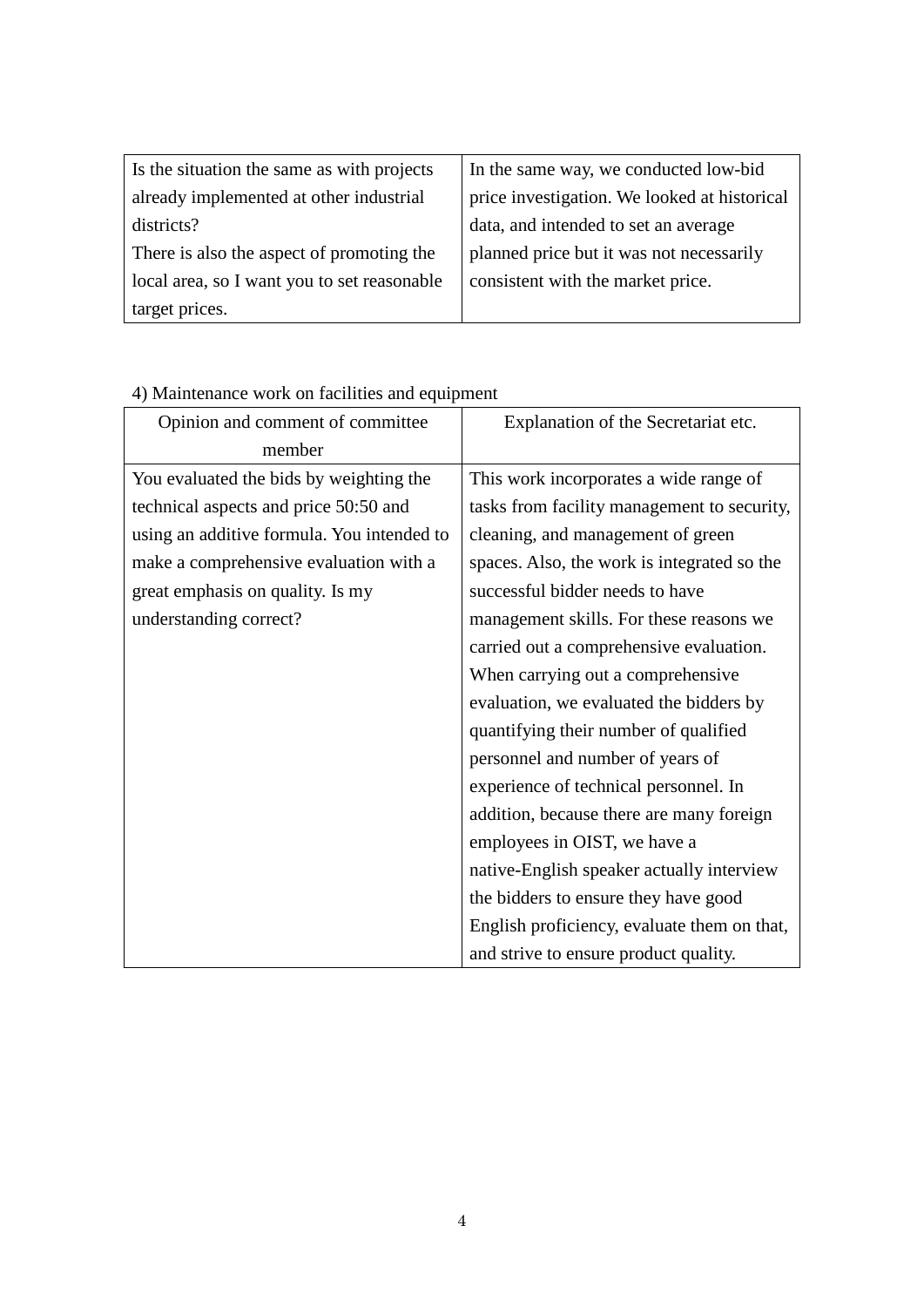| Is the situation the same as with projects already implemented at other industrial districts?<br>There is also the aspect of promoting the local area, so I want you to set reasonable target prices. | In the same way, we conducted low-bid price investigation. We looked at historical data, and intended to set an average planned price but it was not necessarily consistent with the market price. |
|---|---|

4) Maintenance work on facilities and equipment

| Opinion and comment of committee member | Explanation of the Secretariat etc. |
|---|---|
| You evaluated the bids by weighting the technical aspects and price 50:50 and using an additive formula. You intended to make a comprehensive evaluation with a great emphasis on quality. Is my understanding correct? | This work incorporates a wide range of tasks from facility management to security, cleaning, and management of green spaces. Also, the work is integrated so the successful bidder needs to have management skills. For these reasons we carried out a comprehensive evaluation. When carrying out a comprehensive evaluation, we evaluated the bidders by quantifying their number of qualified personnel and number of years of experience of technical personnel. In addition, because there are many foreign employees in OIST, we have a native-English speaker actually interview the bidders to ensure they have good English proficiency, evaluate them on that, and strive to ensure product quality. |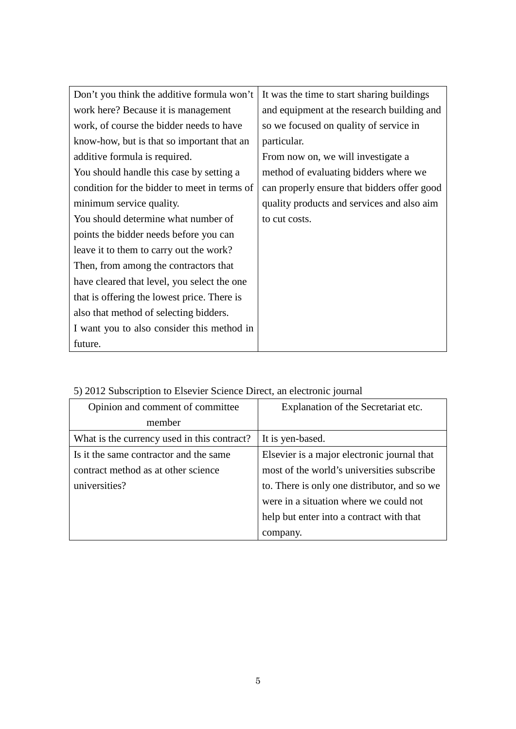| | |
|---|---|
| Don't you think the additive formula won't work here? Because it is management work, of course the bidder needs to have know-how, but is that so important that an additive formula is required.<br>You should handle this case by setting a condition for the bidder to meet in terms of minimum service quality.<br>You should determine what number of points the bidder needs before you can leave it to them to carry out the work?<br>Then, from among the contractors that have cleared that level, you select the one that is offering the lowest price. There is also that method of selecting bidders.<br>I want you to also consider this method in future. | It was the time to start sharing buildings and equipment at the research building and so we focused on quality of service in particular.<br>From now on, we will investigate a method of evaluating bidders where we can properly ensure that bidders offer good quality products and services and also aim to cut costs. |

5) 2012 Subscription to Elsevier Science Direct, an electronic journal

| Opinion and comment of committee member | Explanation of the Secretariat etc. |
|---|---|
| What is the currency used in this contract? | It is yen-based. |
| Is it the same contractor and the same contract method as at other science universities? | Elsevier is a major electronic journal that most of the world's universities subscribe to. There is only one distributor, and so we were in a situation where we could not help but enter into a contract with that company. |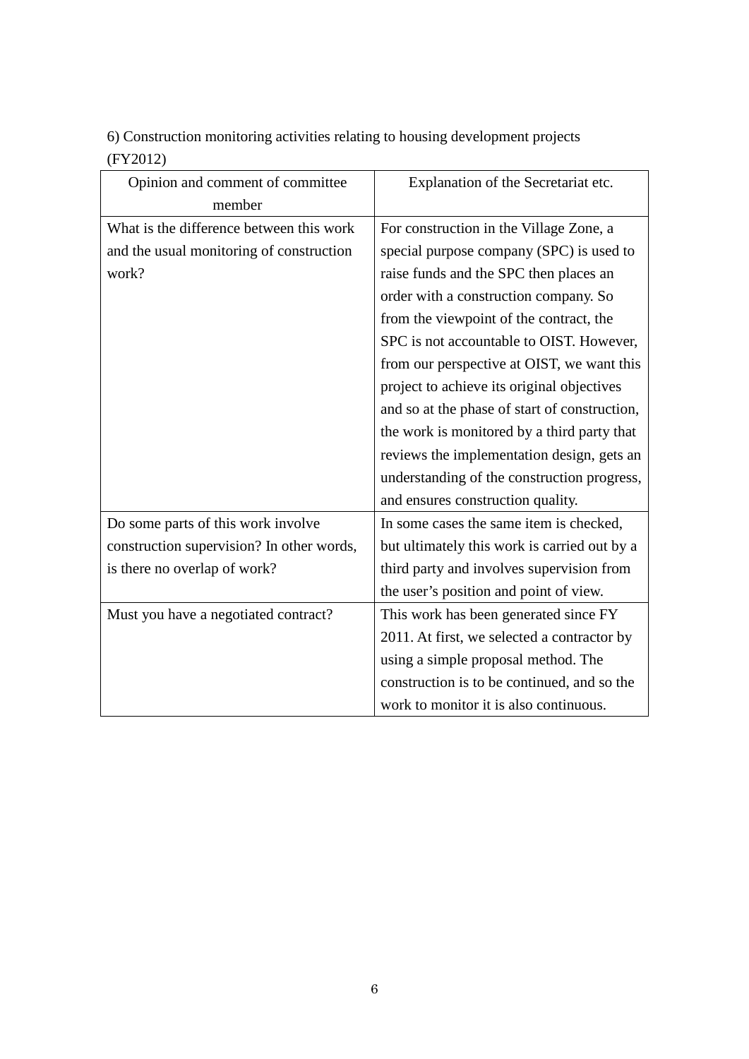6) Construction monitoring activities relating to housing development projects (FY2012)

| Opinion and comment of committee member | Explanation of the Secretariat etc. |
| --- | --- |
| What is the difference between this work and the usual monitoring of construction work? | For construction in the Village Zone, a special purpose company (SPC) is used to raise funds and the SPC then places an order with a construction company. So from the viewpoint of the contract, the SPC is not accountable to OIST. However, from our perspective at OIST, we want this project to achieve its original objectives and so at the phase of start of construction, the work is monitored by a third party that reviews the implementation design, gets an understanding of the construction progress, and ensures construction quality. |
| Do some parts of this work involve construction supervision? In other words, is there no overlap of work? | In some cases the same item is checked, but ultimately this work is carried out by a third party and involves supervision from the user's position and point of view. |
| Must you have a negotiated contract? | This work has been generated since FY 2011. At first, we selected a contractor by using a simple proposal method. The construction is to be continued, and so the work to monitor it is also continuous. |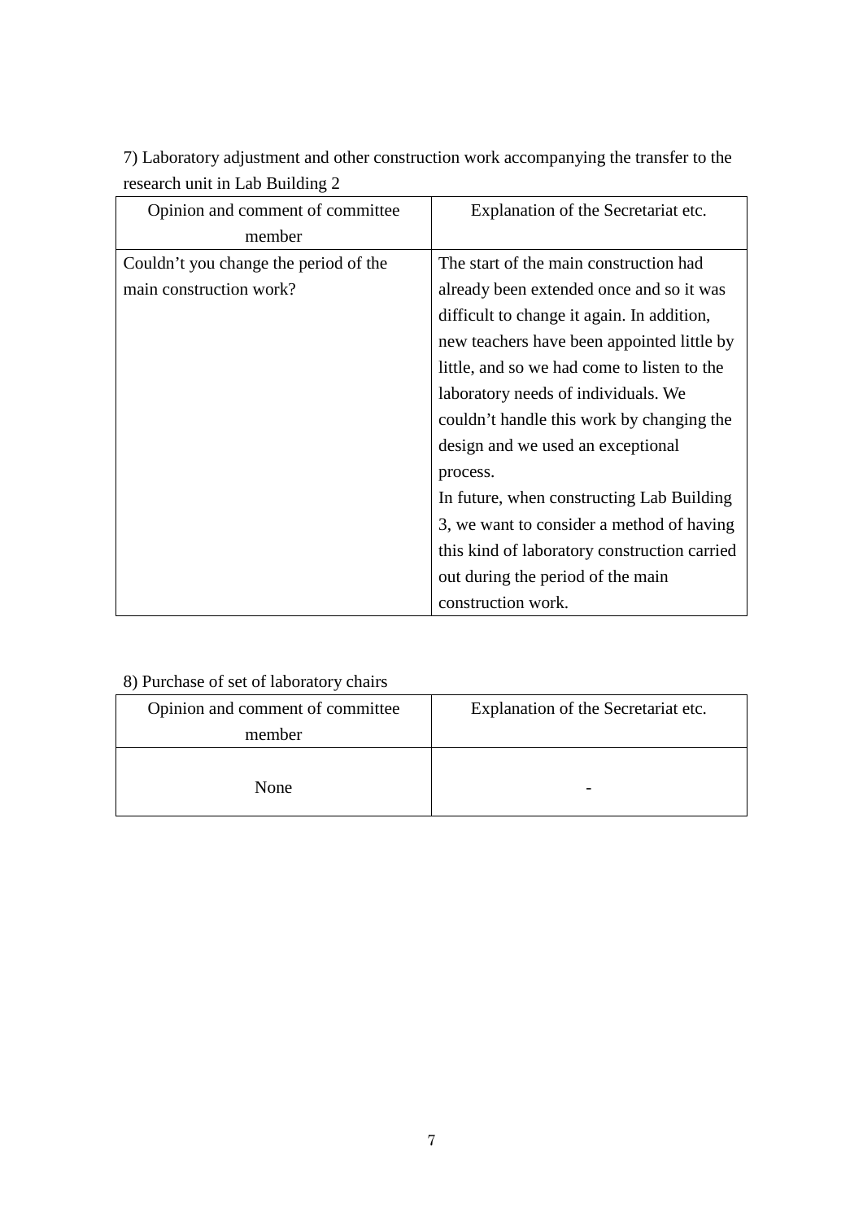7) Laboratory adjustment and other construction work accompanying the transfer to the research unit in Lab Building 2

| Opinion and comment of committee member | Explanation of the Secretariat etc. |
|---|---|
| Couldn't you change the period of the main construction work? | The start of the main construction had already been extended once and so it was difficult to change it again. In addition, new teachers have been appointed little by little, and so we had come to listen to the laboratory needs of individuals. We couldn't handle this work by changing the design and we used an exceptional process.<br>In future, when constructing Lab Building 3, we want to consider a method of having this kind of laboratory construction carried out during the period of the main construction work. |

8) Purchase of set of laboratory chairs

| Opinion and comment of committee member | Explanation of the Secretariat etc. |
|---|---|
| None | - |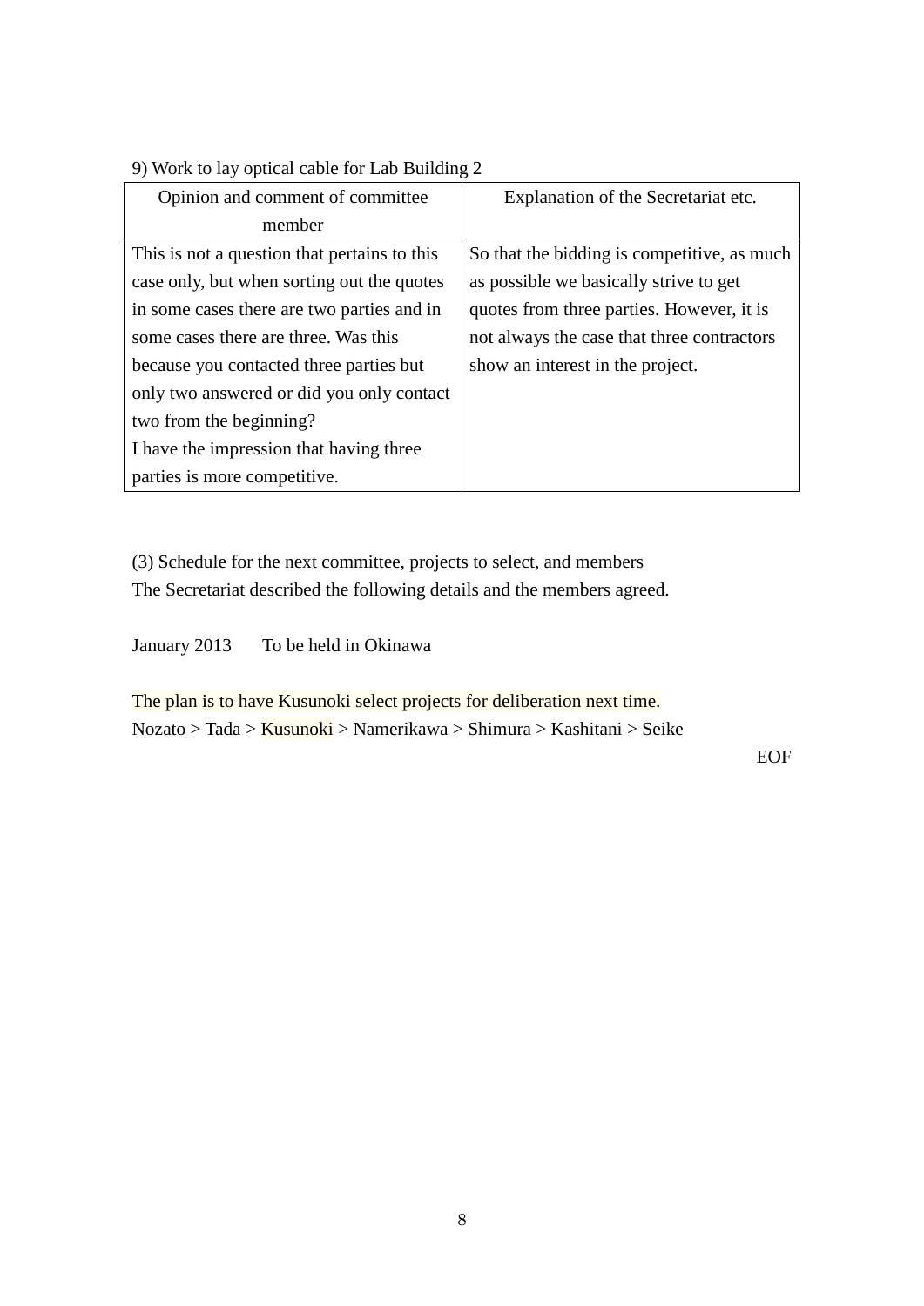9) Work to lay optical cable for Lab Building 2

| Opinion and comment of committee member | Explanation of the Secretariat etc. |
|---|---|
| This is not a question that pertains to this case only, but when sorting out the quotes in some cases there are two parties and in some cases there are three. Was this because you contacted three parties but only two answered or did you only contact two from the beginning?<br>I have the impression that having three parties is more competitive. | So that the bidding is competitive, as much as possible we basically strive to get quotes from three parties. However, it is not always the case that three contractors show an interest in the project. |

(3) Schedule for the next committee, projects to select, and members
The Secretariat described the following details and the members agreed.

January 2013　　To be held in Okinawa

The plan is to have Kusunoki select projects for deliberation next time.
Nozato > Tada > Kusunoki > Namerikawa > Shimura > Kashitani > Seike

EOF